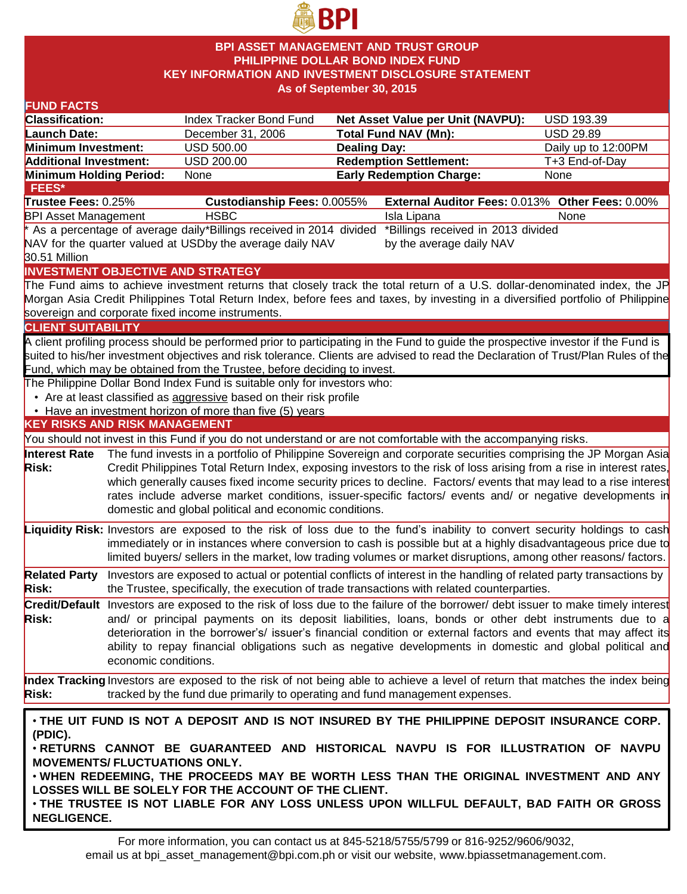# BPI ASSET MANAGEMENT AND TRUST GROUP
## PHILIPPINE DOLLAR BOND INDEX FUND
## KEY INFORMATION AND INVESTMENT DISCLOSURE STATEMENT
### As of September 30, 2015

## FUND FACTS

| | | | |
|---|---|---|---|
| **Classification:** | Index Tracker Bond Fund | **Net Asset Value per Unit (NAVPU):** | USD 193.39 |
| **Launch Date:** | December 31, 2006 | **Total Fund NAV (Mn):** | USD 29.89 |
| **Minimum Investment:** | USD 500.00 | **Dealing Day:** | Daily up to 12:00PM |
| **Additional Investment:** | USD 200.00 | **Redemption Settlement:** | T+3 End-of-Day |
| **Minimum Holding Period:** | None | **Early Redemption Charge:** | None |

## FEES*

| **Trustee Fees:** 0.25% | **Custodianship Fees:** 0.0055% | **External Auditor Fees:** 0.013% | **Other Fees:** 0.00% |
|---|---|---|---|
| BPI Asset Management | HSBC | Isla Lipana | None |
| * As a percentage of average daily NAV for the quarter valued at USD 30.51 Million | *Billings received in 2014 divided by the average daily NAV | *Billings received in 2013 divided by the average daily NAV | |

## INVESTMENT OBJECTIVE AND STRATEGY

The Fund aims to achieve investment returns that closely track the total return of a U.S. dollar-denominated index, the JP Morgan Asia Credit Philippines Total Return Index, before fees and taxes, by investing in a diversified portfolio of Philippine sovereign and corporate fixed income instruments.

## CLIENT SUITABILITY

A client profiling process should be performed prior to participating in the Fund to guide the prospective investor if the Fund is suited to his/her investment objectives and risk tolerance. Clients are advised to read the Declaration of Trust/Plan Rules of the Fund, which may be obtained from the Trustee, before deciding to invest.

The Philippine Dollar Bond Index Fund is suitable only for investors who:

- Are at least classified as aggressive based on their risk profile
- Have an investment horizon of more than five (5) years

## KEY RISKS AND RISK MANAGEMENT

You should not invest in this Fund if you do not understand or are not comfortable with the accompanying risks.

**Interest Rate Risk:** The fund invests in a portfolio of Philippine Sovereign and corporate securities comprising the JP Morgan Asia Credit Philippines Total Return Index, exposing investors to the risk of loss arising from a rise in interest rates, which generally causes fixed income security prices to decline. Factors/ events that may lead to a rise interest rates include adverse market conditions, issuer-specific factors/ events and/ or negative developments in domestic and global political and economic conditions.

**Liquidity Risk:** Investors are exposed to the risk of loss due to the fund's inability to convert security holdings to cash immediately or in instances where conversion to cash is possible but at a highly disadvantageous price due to limited buyers/ sellers in the market, low trading volumes or market disruptions, among other reasons/ factors.

**Related Party Risk:** Investors are exposed to actual or potential conflicts of interest in the handling of related party transactions by the Trustee, specifically, the execution of trade transactions with related counterparties.

**Credit/Default Risk:** Investors are exposed to the risk of loss due to the failure of the borrower/ debt issuer to make timely interest and/ or principal payments on its deposit liabilities, loans, bonds or other debt instruments due to a deterioration in the borrower's/ issuer's financial condition or external factors and events that may affect its ability to repay financial obligations such as negative developments in domestic and global political and economic conditions.

**Index Tracking Risk:** Investors are exposed to the risk of not being able to achieve a level of return that matches the index being tracked by the fund due primarily to operating and fund management expenses.

- **THE UIT FUND IS NOT A DEPOSIT AND IS NOT INSURED BY THE PHILIPPINE DEPOSIT INSURANCE CORP. (PDIC).**
- **RETURNS CANNOT BE GUARANTEED AND HISTORICAL NAVPU IS FOR ILLUSTRATION OF NAVPU MOVEMENTS/ FLUCTUATIONS ONLY.**
- **WHEN REDEEMING, THE PROCEEDS MAY BE WORTH LESS THAN THE ORIGINAL INVESTMENT AND ANY LOSSES WILL BE SOLELY FOR THE ACCOUNT OF THE CLIENT.**
- **THE TRUSTEE IS NOT LIABLE FOR ANY LOSS UNLESS UPON WILLFUL DEFAULT, BAD FAITH OR GROSS NEGLIGENCE.**

For more information, you can contact us at 845-5218/5755/5799 or 816-9252/9606/9032, email us at bpi_asset_management@bpi.com.ph or visit our website, www.bpiassetmanagement.com.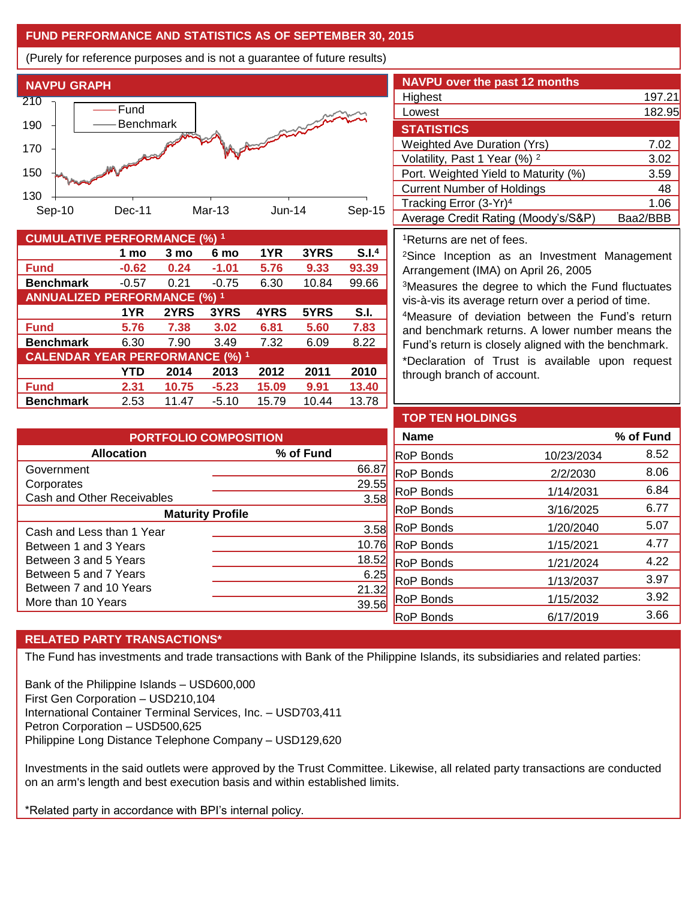## FUND PERFORMANCE AND STATISTICS AS OF SEPTEMBER 30, 2015

(Purely for reference purposes and is not a guarantee of future results)

### NAVPU GRAPH

### NAVPU over the past 12 months

| | |
|---|---|
| Highest | 197.21 |
| Lowest | 182.95 |

### STATISTICS

| | |
|---|---|
| Weighted Ave Duration (Yrs) | 7.02 |
| Volatility, Past 1 Year (%) [2] | 3.02 |
| Port. Weighted Yield to Maturity (%) | 3.59 |
| Current Number of Holdings | 48 |
| Tracking Error (3-Yr)[4] | 1.06 |
| Average Credit Rating (Moody's/S&P) | Baa2/BBB |

[1]Returns are net of fees.

[2]Since Inception as an Investment Management Arrangement (IMA) on April 26, 2005

[3]Measures the degree to which the Fund fluctuates vis-à-vis its average return over a period of time.

[4]Measure of deviation between the Fund's return and benchmark returns. A lower number means the Fund's return is closely aligned with the benchmark.

*Declaration of Trust is available upon request through branch of account.

### CUMULATIVE PERFORMANCE (%) [1]

| | 1 mo | 3 mo | 6 mo | 1YR | 3YRS | S.I.[4] |
|---|---|---|---|---|---|---|
| **Fund** | **-0.62** | **0.24** | **-1.01** | **5.76** | **9.33** | **93.39** |
| **Benchmark** | -0.57 | 0.21 | -0.75 | 6.30 | 10.84 | 99.66 |

### ANNUALIZED PERFORMANCE (%) [1]

| | 1YR | 2YRS | 3YRS | 4YRS | 5YRS | S.I. |
|---|---|---|---|---|---|---|
| **Fund** | **5.76** | **7.38** | **3.02** | **6.81** | **5.60** | **7.83** |
| **Benchmark** | 6.30 | 7.90 | 3.49 | 7.32 | 6.09 | 8.22 |

### CALENDAR YEAR PERFORMANCE (%) [1]

| | YTD | 2014 | 2013 | 2012 | 2011 | 2010 |
|---|---|---|---|---|---|---|
| **Fund** | **2.31** | **10.75** | **-5.23** | **15.09** | **9.91** | **13.40** |
| **Benchmark** | 2.53 | 11.47 | -5.10 | 15.79 | 10.44 | 13.78 |

### PORTFOLIO COMPOSITION

| Allocation | % of Fund |
|---|---|
| Government | 66.87 |
| Corporates | 29.55 |
| Cash and Other Receivables | 3.58 |
| **Maturity Profile** | |
| Cash and Less than 1 Year | 3.58 |
| Between 1 and 3 Years | 10.76 |
| Between 3 and 5 Years | 18.52 |
| Between 5 and 7 Years | 6.25 |
| Between 7 and 10 Years | 21.32 |
| More than 10 Years | 39.56 |

### TOP TEN HOLDINGS

| Name | | % of Fund |
|---|---|---|
| RoP Bonds | 10/23/2034 | 8.52 |
| RoP Bonds | 2/2/2030 | 8.06 |
| RoP Bonds | 1/14/2031 | 6.84 |
| RoP Bonds | 3/16/2025 | 6.77 |
| RoP Bonds | 1/20/2040 | 5.07 |
| RoP Bonds | 1/15/2021 | 4.77 |
| RoP Bonds | 1/21/2024 | 4.22 |
| RoP Bonds | 1/13/2037 | 3.97 |
| RoP Bonds | 1/15/2032 | 3.92 |
| RoP Bonds | 6/17/2019 | 3.66 |

### RELATED PARTY TRANSACTIONS*

The Fund has investments and trade transactions with Bank of the Philippine Islands, its subsidiaries and related parties:

Bank of the Philippine Islands – USD600,000
First Gen Corporation – USD210,104
International Container Terminal Services, Inc. – USD703,411
Petron Corporation – USD500,625
Philippine Long Distance Telephone Company – USD129,620

Investments in the said outlets were approved by the Trust Committee. Likewise, all related party transactions are conducted on an arm's length and best execution basis and within established limits.

*Related party in accordance with BPI's internal policy.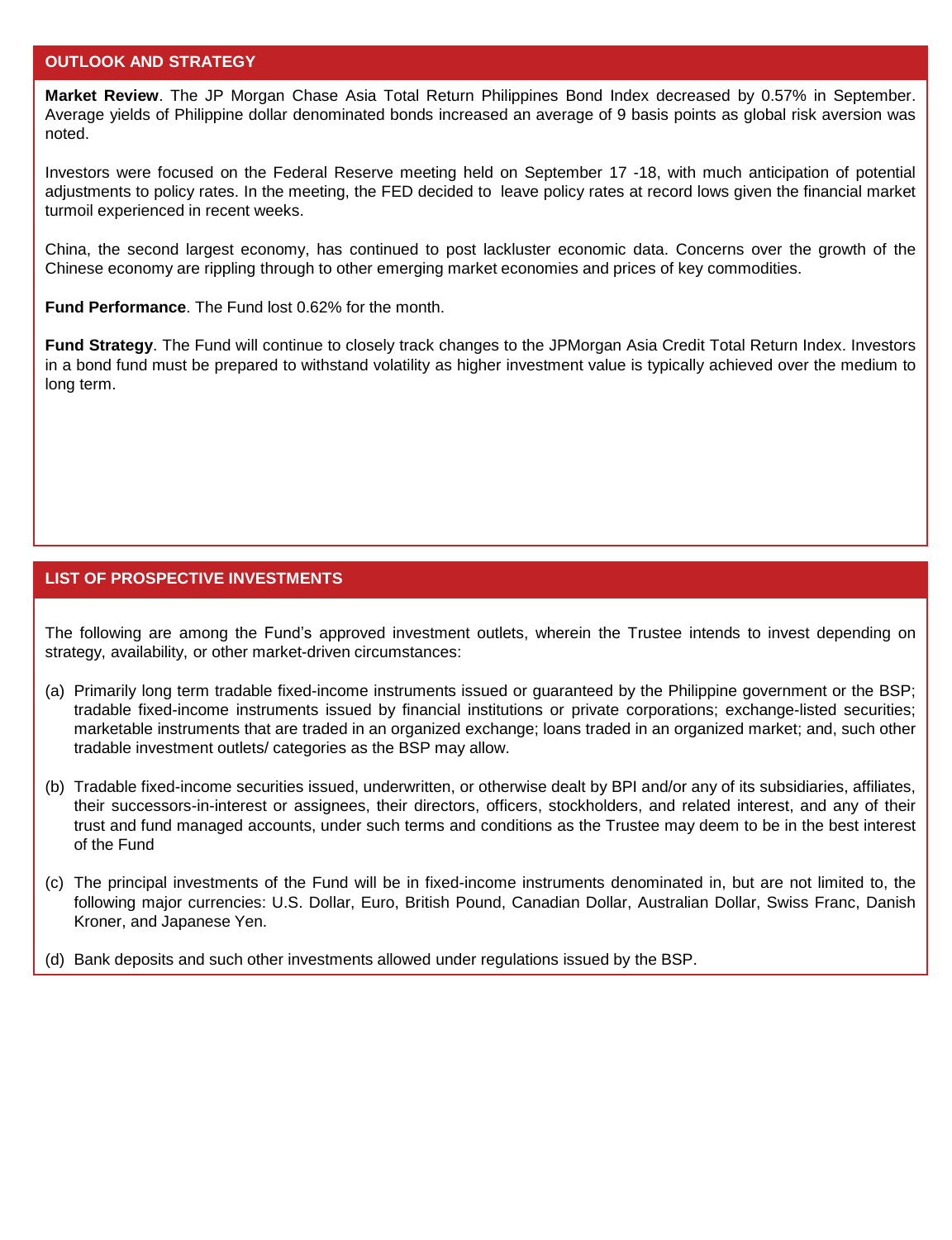## OUTLOOK AND STRATEGY

**Market Review**. The JP Morgan Chase Asia Total Return Philippines Bond Index decreased by 0.57% in September. Average yields of Philippine dollar denominated bonds increased an average of 9 basis points as global risk aversion was noted.

Investors were focused on the Federal Reserve meeting held on September 17 -18, with much anticipation of potential adjustments to policy rates. In the meeting, the FED decided to leave policy rates at record lows given the financial market turmoil experienced in recent weeks.

China, the second largest economy, has continued to post lackluster economic data. Concerns over the growth of the Chinese economy are rippling through to other emerging market economies and prices of key commodities.

**Fund Performance**. The Fund lost 0.62% for the month.

**Fund Strategy**. The Fund will continue to closely track changes to the JPMorgan Asia Credit Total Return Index. Investors in a bond fund must be prepared to withstand volatility as higher investment value is typically achieved over the medium to long term.

## LIST OF PROSPECTIVE INVESTMENTS

The following are among the Fund's approved investment outlets, wherein the Trustee intends to invest depending on strategy, availability, or other market-driven circumstances:

(a) Primarily long term tradable fixed-income instruments issued or guaranteed by the Philippine government or the BSP; tradable fixed-income instruments issued by financial institutions or private corporations; exchange-listed securities; marketable instruments that are traded in an organized exchange; loans traded in an organized market; and, such other tradable investment outlets/ categories as the BSP may allow.

(b) Tradable fixed-income securities issued, underwritten, or otherwise dealt by BPI and/or any of its subsidiaries, affiliates, their successors-in-interest or assignees, their directors, officers, stockholders, and related interest, and any of their trust and fund managed accounts, under such terms and conditions as the Trustee may deem to be in the best interest of the Fund

(c) The principal investments of the Fund will be in fixed-income instruments denominated in, but are not limited to, the following major currencies: U.S. Dollar, Euro, British Pound, Canadian Dollar, Australian Dollar, Swiss Franc, Danish Kroner, and Japanese Yen.

(d) Bank deposits and such other investments allowed under regulations issued by the BSP.